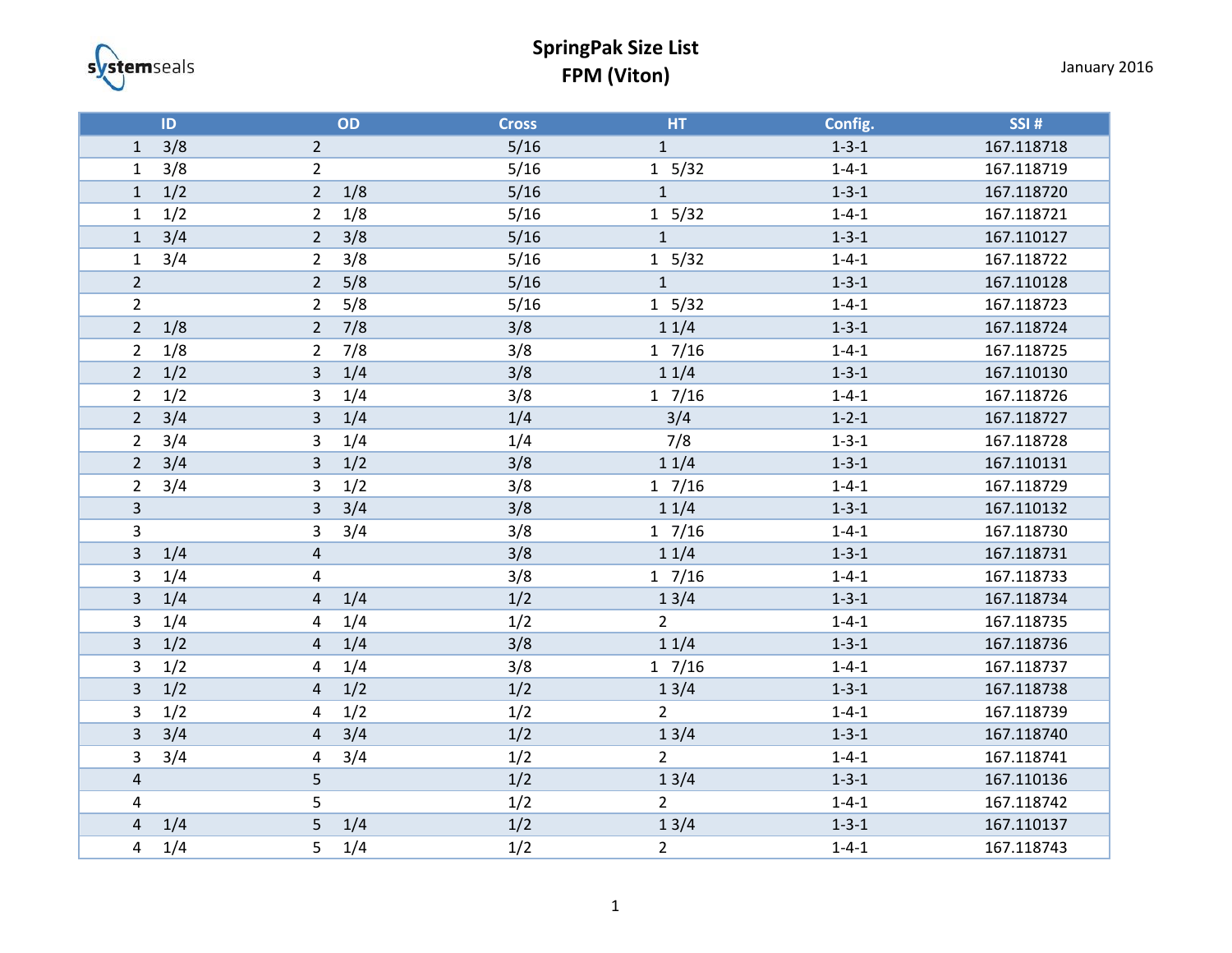systemseals

# SpringPak Size List
## FPM (Viton)

January 2016

| ID | OD | Cross | HT | Config. | SSI # |
|---|---|---|---|---|---|
| 1 3/8 | 2 | 5/16 | 1 | 1-3-1 | 167.118718 |
| 1 3/8 | 2 | 5/16 | 1 5/32 | 1-4-1 | 167.118719 |
| 1 1/2 | 2 1/8 | 5/16 | 1 | 1-3-1 | 167.118720 |
| 1 1/2 | 2 1/8 | 5/16 | 1 5/32 | 1-4-1 | 167.118721 |
| 1 3/4 | 2 3/8 | 5/16 | 1 | 1-3-1 | 167.110127 |
| 1 3/4 | 2 3/8 | 5/16 | 1 5/32 | 1-4-1 | 167.118722 |
| 2 | 2 5/8 | 5/16 | 1 | 1-3-1 | 167.110128 |
| 2 | 2 5/8 | 5/16 | 1 5/32 | 1-4-1 | 167.118723 |
| 2 1/8 | 2 7/8 | 3/8 | 1 1/4 | 1-3-1 | 167.118724 |
| 2 1/8 | 2 7/8 | 3/8 | 1 7/16 | 1-4-1 | 167.118725 |
| 2 1/2 | 3 1/4 | 3/8 | 1 1/4 | 1-3-1 | 167.110130 |
| 2 1/2 | 3 1/4 | 3/8 | 1 7/16 | 1-4-1 | 167.118726 |
| 2 3/4 | 3 1/4 | 1/4 | 3/4 | 1-2-1 | 167.118727 |
| 2 3/4 | 3 1/4 | 1/4 | 7/8 | 1-3-1 | 167.118728 |
| 2 3/4 | 3 1/2 | 3/8 | 1 1/4 | 1-3-1 | 167.110131 |
| 2 3/4 | 3 1/2 | 3/8 | 1 7/16 | 1-4-1 | 167.118729 |
| 3 | 3 3/4 | 3/8 | 1 1/4 | 1-3-1 | 167.110132 |
| 3 | 3 3/4 | 3/8 | 1 7/16 | 1-4-1 | 167.118730 |
| 3 1/4 | 4 | 3/8 | 1 1/4 | 1-3-1 | 167.118731 |
| 3 1/4 | 4 | 3/8 | 1 7/16 | 1-4-1 | 167.118733 |
| 3 1/4 | 4 1/4 | 1/2 | 1 3/4 | 1-3-1 | 167.118734 |
| 3 1/4 | 4 1/4 | 1/2 | 2 | 1-4-1 | 167.118735 |
| 3 1/2 | 4 1/4 | 3/8 | 1 1/4 | 1-3-1 | 167.118736 |
| 3 1/2 | 4 1/4 | 3/8 | 1 7/16 | 1-4-1 | 167.118737 |
| 3 1/2 | 4 1/2 | 1/2 | 1 3/4 | 1-3-1 | 167.118738 |
| 3 1/2 | 4 1/2 | 1/2 | 2 | 1-4-1 | 167.118739 |
| 3 3/4 | 4 3/4 | 1/2 | 1 3/4 | 1-3-1 | 167.118740 |
| 3 3/4 | 4 3/4 | 1/2 | 2 | 1-4-1 | 167.118741 |
| 4 | 5 | 1/2 | 1 3/4 | 1-3-1 | 167.110136 |
| 4 | 5 | 1/2 | 2 | 1-4-1 | 167.118742 |
| 4 1/4 | 5 1/4 | 1/2 | 1 3/4 | 1-3-1 | 167.110137 |
| 4 1/4 | 5 1/4 | 1/2 | 2 | 1-4-1 | 167.118743 |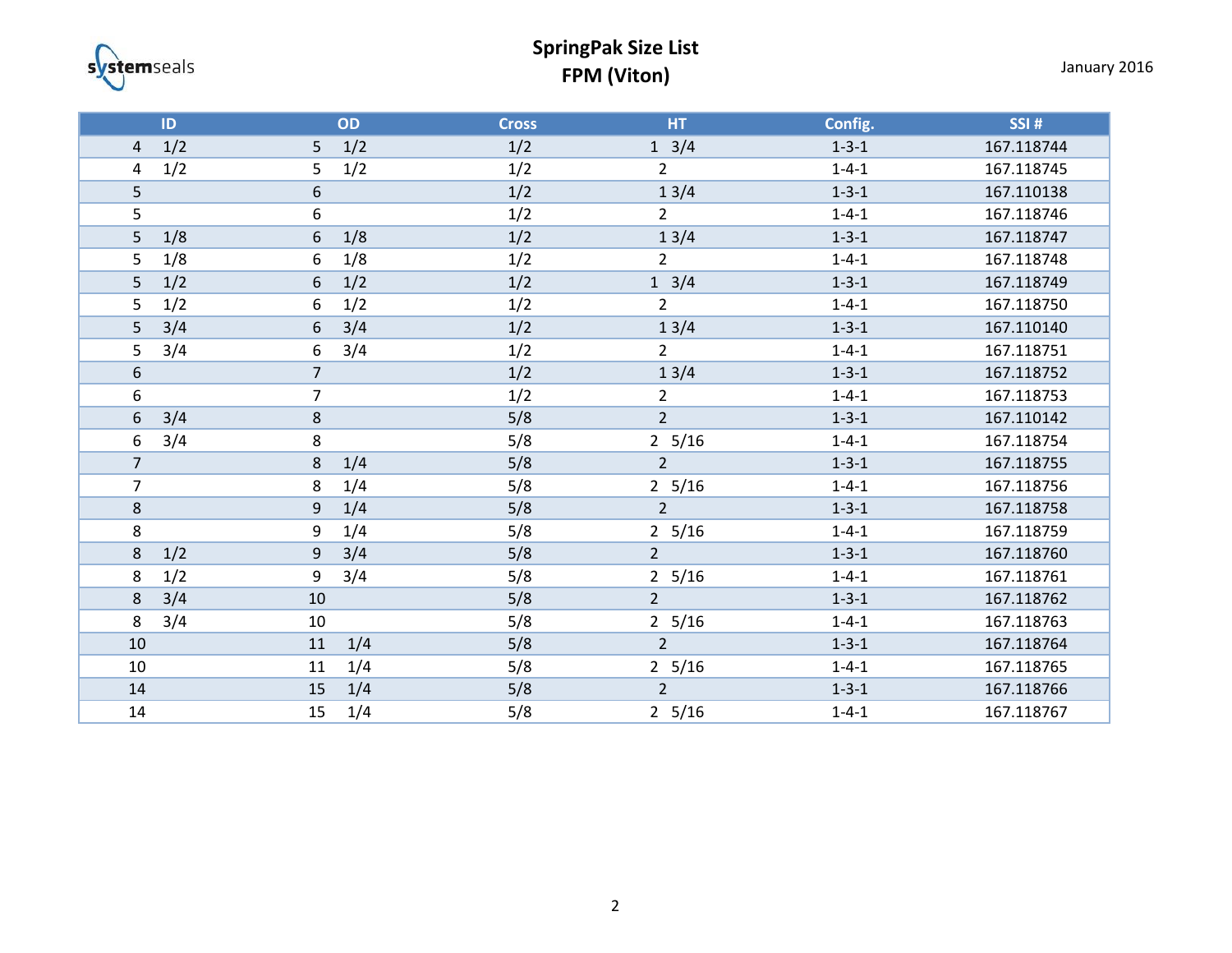systemseals

# SpringPak Size List
## FPM (Viton)

January 2016

| ID | OD | Cross | HT | Config. | SSI # |
|---|---|---|---|---|---|
| 4 1/2 | 5 1/2 | 1/2 | 1 3/4 | 1-3-1 | 167.118744 |
| 4 1/2 | 5 1/2 | 1/2 | 2 | 1-4-1 | 167.118745 |
| 5 | 6 | 1/2 | 1 3/4 | 1-3-1 | 167.110138 |
| 5 | 6 | 1/2 | 2 | 1-4-1 | 167.118746 |
| 5 1/8 | 6 1/8 | 1/2 | 1 3/4 | 1-3-1 | 167.118747 |
| 5 1/8 | 6 1/8 | 1/2 | 2 | 1-4-1 | 167.118748 |
| 5 1/2 | 6 1/2 | 1/2 | 1 3/4 | 1-3-1 | 167.118749 |
| 5 1/2 | 6 1/2 | 1/2 | 2 | 1-4-1 | 167.118750 |
| 5 3/4 | 6 3/4 | 1/2 | 1 3/4 | 1-3-1 | 167.110140 |
| 5 3/4 | 6 3/4 | 1/2 | 2 | 1-4-1 | 167.118751 |
| 6 | 7 | 1/2 | 1 3/4 | 1-3-1 | 167.118752 |
| 6 | 7 | 1/2 | 2 | 1-4-1 | 167.118753 |
| 6 3/4 | 8 | 5/8 | 2 | 1-3-1 | 167.110142 |
| 6 3/4 | 8 | 5/8 | 2 5/16 | 1-4-1 | 167.118754 |
| 7 | 8 1/4 | 5/8 | 2 | 1-3-1 | 167.118755 |
| 7 | 8 1/4 | 5/8 | 2 5/16 | 1-4-1 | 167.118756 |
| 8 | 9 1/4 | 5/8 | 2 | 1-3-1 | 167.118758 |
| 8 | 9 1/4 | 5/8 | 2 5/16 | 1-4-1 | 167.118759 |
| 8 1/2 | 9 3/4 | 5/8 | 2 | 1-3-1 | 167.118760 |
| 8 1/2 | 9 3/4 | 5/8 | 2 5/16 | 1-4-1 | 167.118761 |
| 8 3/4 | 10 | 5/8 | 2 | 1-3-1 | 167.118762 |
| 8 3/4 | 10 | 5/8 | 2 5/16 | 1-4-1 | 167.118763 |
| 10 | 11 1/4 | 5/8 | 2 | 1-3-1 | 167.118764 |
| 10 | 11 1/4 | 5/8 | 2 5/16 | 1-4-1 | 167.118765 |
| 14 | 15 1/4 | 5/8 | 2 | 1-3-1 | 167.118766 |
| 14 | 15 1/4 | 5/8 | 2 5/16 | 1-4-1 | 167.118767 |